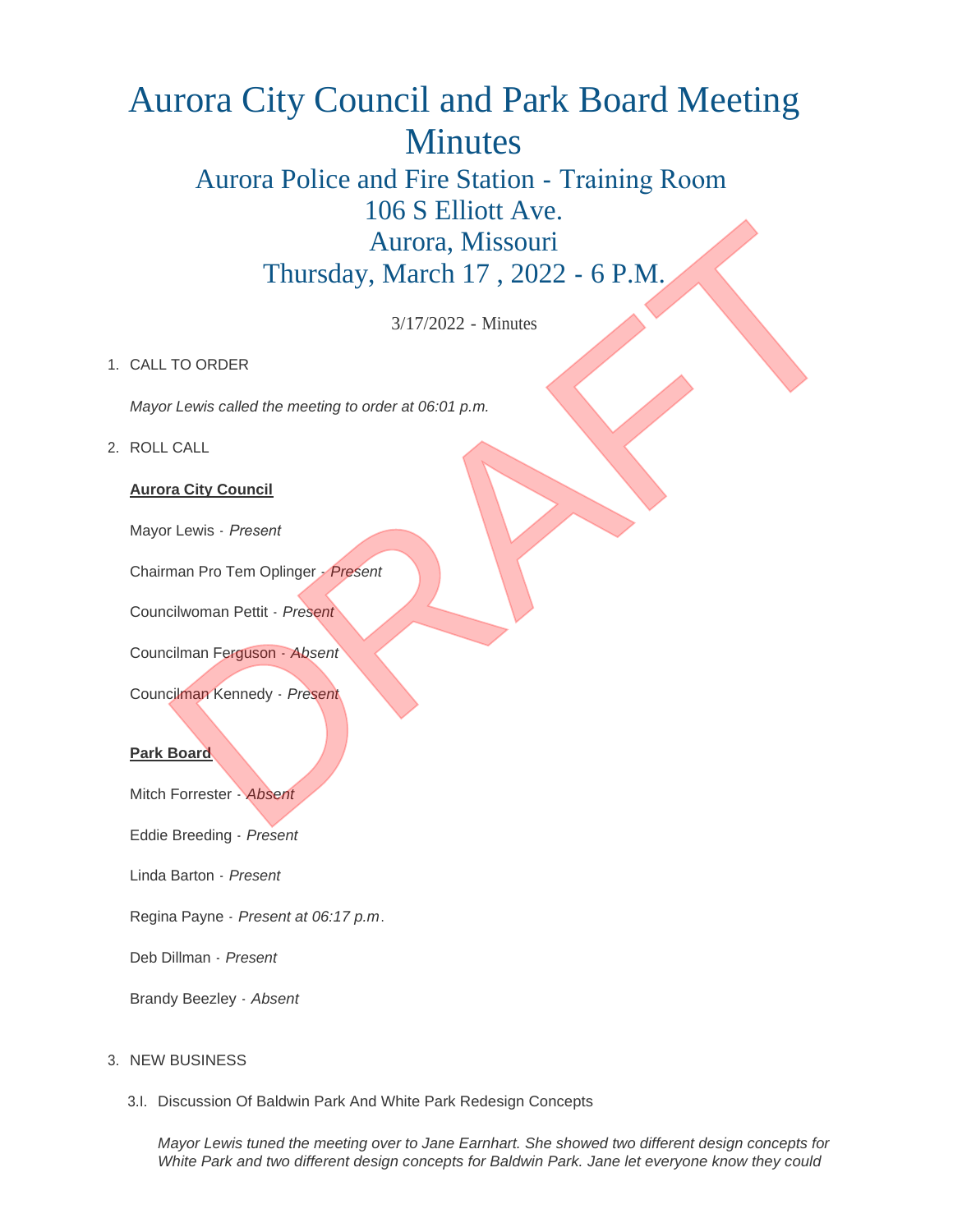# Aurora City Council and Park Board Meeting Minutes

## Aurora Police and Fire Station - Training Room
## 106 S Elliott Ave.
## Aurora, Missouri
## Thursday, March 17 , 2022 - 6 P.M.

3/17/2022 - Minutes

1. CALL TO ORDER

   *Mayor Lewis called the meeting to order at 06:01 p.m.*

2. ROLL CALL

   **Aurora City Council**

   Mayor Lewis - *Present*

   Chairman Pro Tem Oplinger - *Present*

   Councilwoman Pettit - *Present*

   Councilman Ferguson - *Absent*

   Councilman Kennedy - *Present*

   **Park Board**

   Mitch Forrester - *Absent*

   Eddie Breeding - *Present*

   Linda Barton - *Present*

   Regina Payne - *Present at 06:17 p.m*.

   Deb Dillman - *Present*

   Brandy Beezley - *Absent*

3. NEW BUSINESS

   3.I. Discussion Of Baldwin Park And White Park Redesign Concepts

   *Mayor Lewis tuned the meeting over to Jane Earnhart. She showed two different design concepts for White Park and two different design concepts for Baldwin Park. Jane let everyone know they could*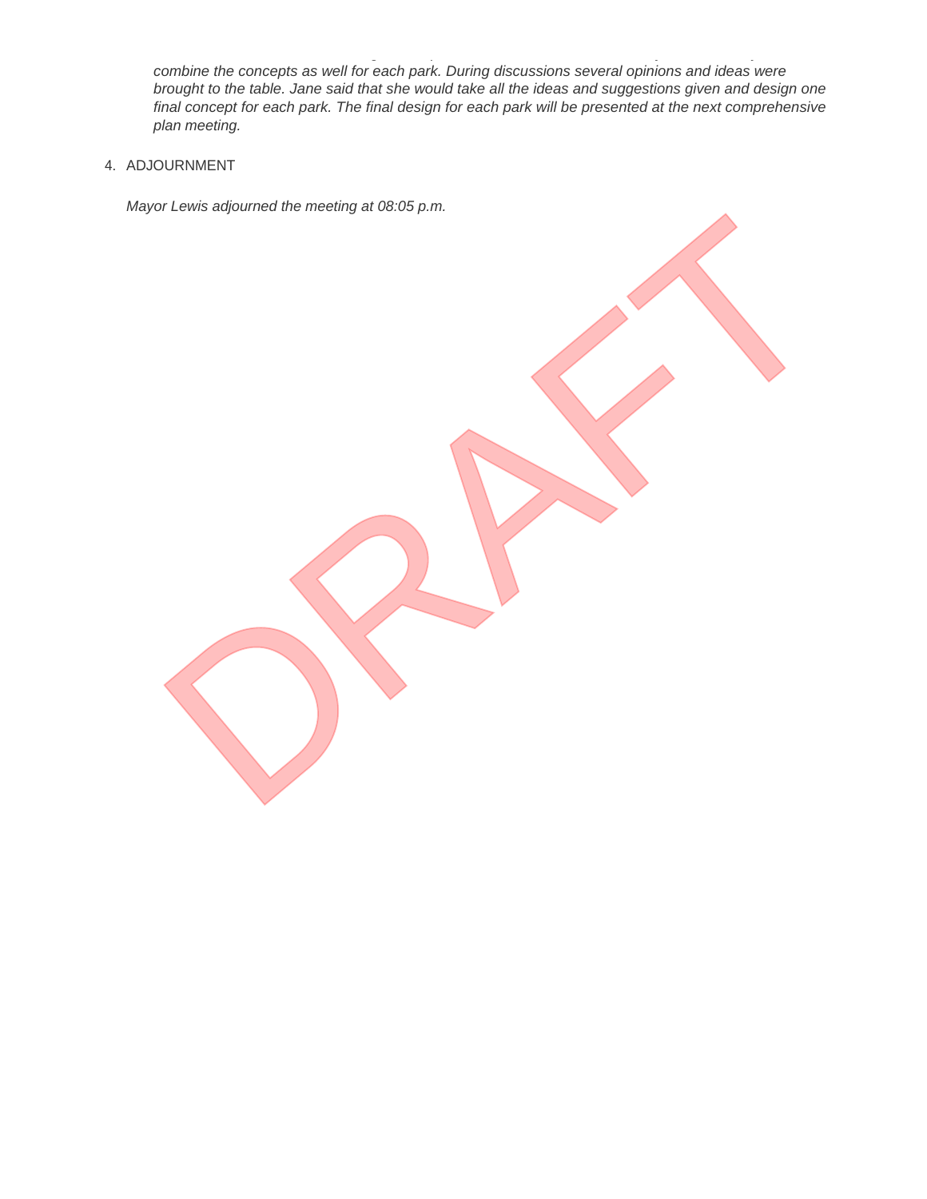*combine the concepts as well for each park. During discussions several opinions and ideas were brought to the table. Jane said that she would take all the ideas and suggestions given and design one final concept for each park. The final design for each park will be presented at the next comprehensive plan meeting.*

4. ADJOURNMENT

*Mayor Lewis adjourned the meeting at 08:05 p.m.*

DRAFT